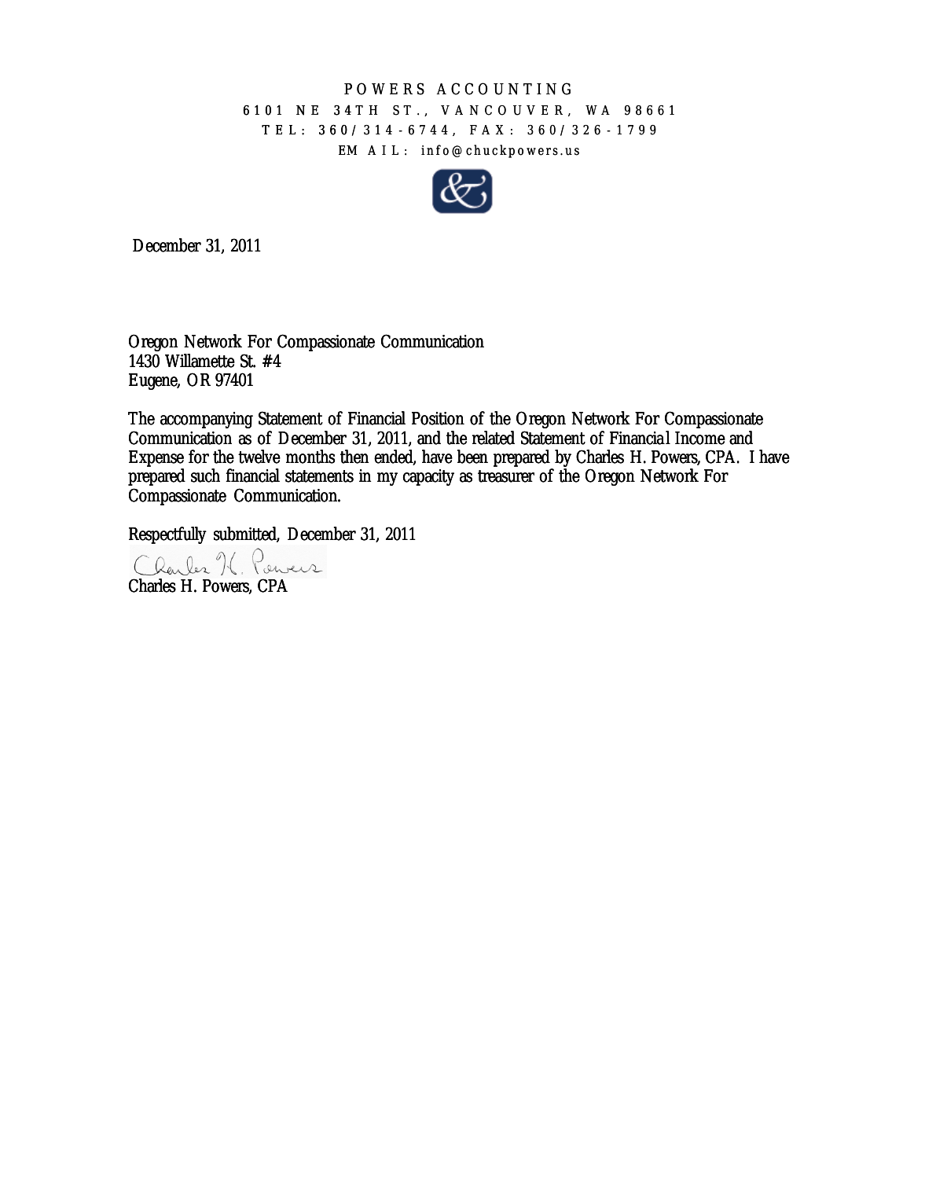POWERS ACCOUNTING

6101 NE 34TH ST., VANCOUVER, WA 98661

TEL: 360/314-6744, FAX: 360/326-1799

EMAIL: info@chuckpowers.us

December 31, 2011

Oregon Network For Compassionate Communication
1430 Willamette St. #4
Eugene, OR 97401

The accompanying Statement of Financial Position of the Oregon Network For Compassionate Communication as of December 31, 2011, and the related Statement of Financial Income and Expense for the twelve months then ended, have been prepared by Charles H. Powers, CPA. I have prepared such financial statements in my capacity as treasurer of the Oregon Network For Compassionate Communication.

Respectfully submitted, December 31, 2011

Charles H. Powers, CPA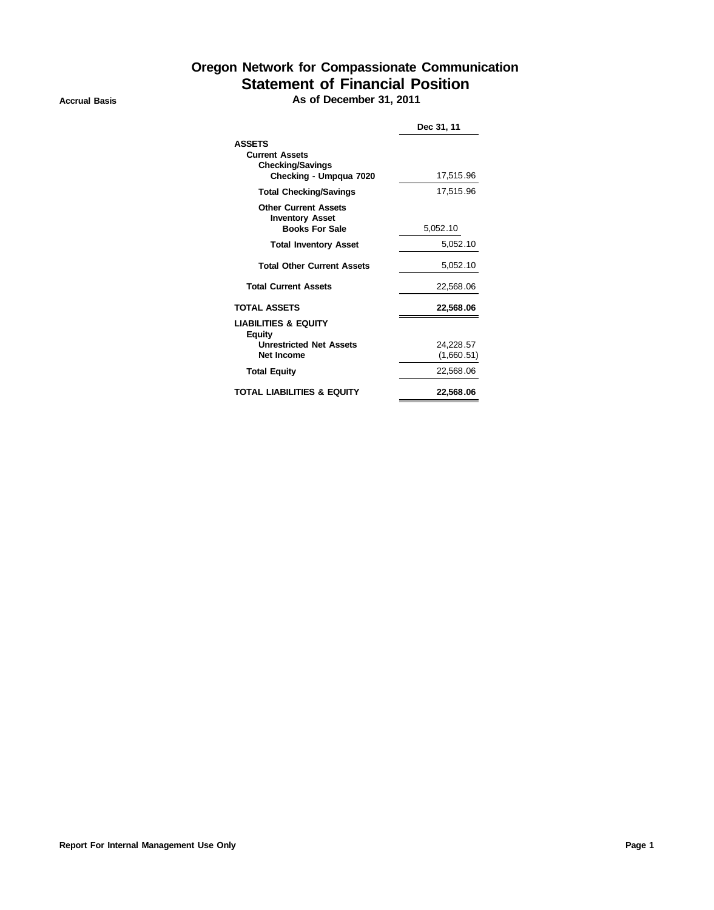# Oregon Network for Compassionate Communication
## Statement of Financial Position
**Accrual Basis** — **As of December 31, 2011**

| | Dec 31, 11 |
|---|---|
| **ASSETS** | |
| **Current Assets** | |
| **Checking/Savings** | |
| **Checking - Umpqua 7020** | 17,515.96 |
| **Total Checking/Savings** | 17,515.96 |
| **Other Current Assets** | |
| **Inventory Asset** | |
| **Books For Sale** | 5,052.10 |
| **Total Inventory Asset** | 5,052.10 |
| **Total Other Current Assets** | 5,052.10 |
| **Total Current Assets** | 22,568.06 |
| **TOTAL ASSETS** | **22,568.06** |
| **LIABILITIES & EQUITY** | |
| **Equity** | |
| **Unrestricted Net Assets** | 24,228.57 |
| **Net Income** | (1,660.51) |
| **Total Equity** | 22,568.06 |
| **TOTAL LIABILITIES & EQUITY** | **22,568.06** |

**Report For Internal Management Use Only**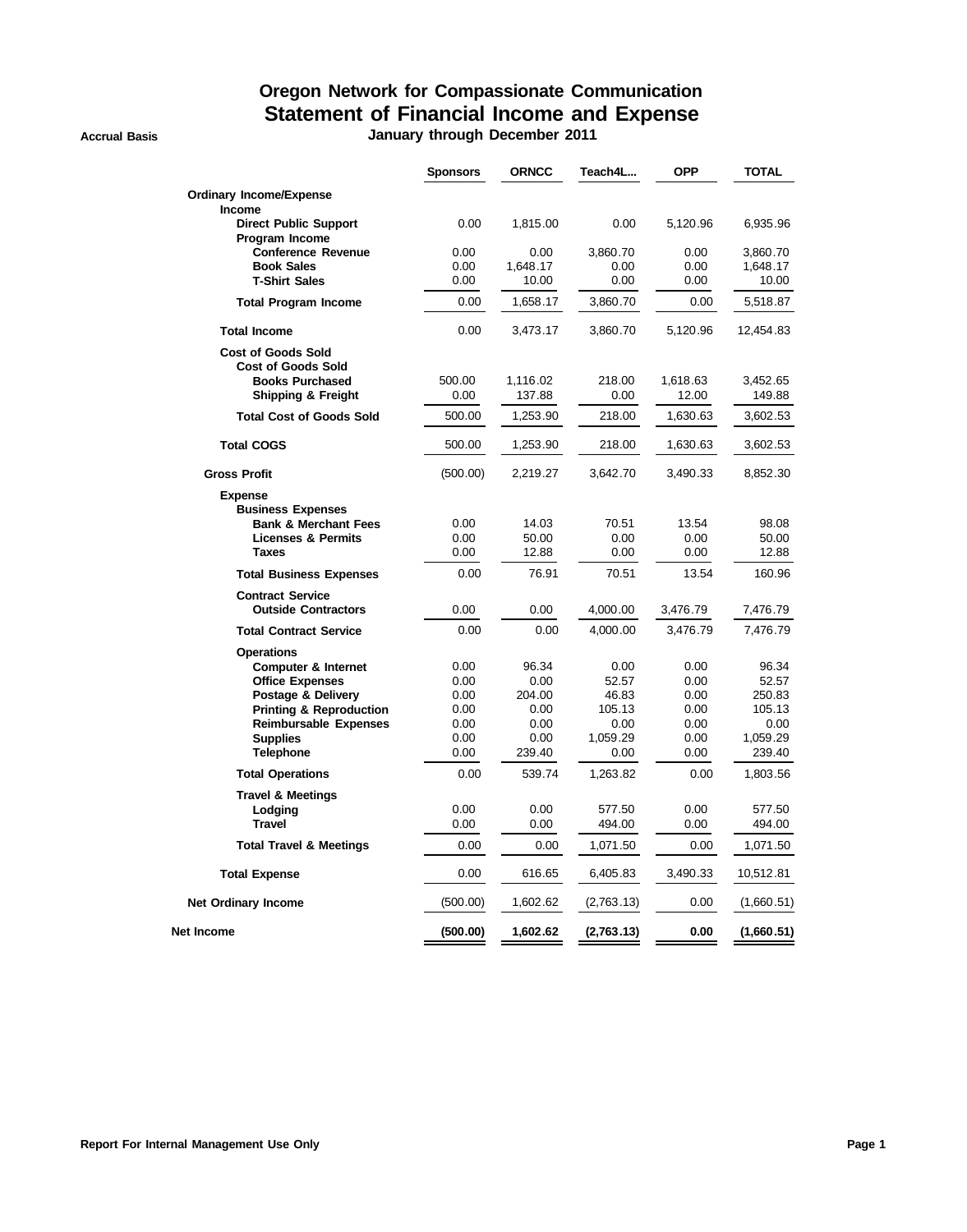# Oregon Network for Compassionate Communication
## Statement of Financial Income and Expense

**Accrual Basis** — **January through December 2011**

| | Sponsors | ORNCC | Teach4L... | OPP | TOTAL |
|---|---|---|---|---|---|
| **Ordinary Income/Expense** | | | | | |
| **Income** | | | | | |
| **Direct Public Support** | 0.00 | 1,815.00 | 0.00 | 5,120.96 | 6,935.96 |
| **Program Income** | | | | | |
| **Conference Revenue** | 0.00 | 0.00 | 3,860.70 | 0.00 | 3,860.70 |
| **Book Sales** | 0.00 | 1,648.17 | 0.00 | 0.00 | 1,648.17 |
| **T-Shirt Sales** | 0.00 | 10.00 | 0.00 | 0.00 | 10.00 |
| **Total Program Income** | 0.00 | 1,658.17 | 3,860.70 | 0.00 | 5,518.87 |
| **Total Income** | 0.00 | 3,473.17 | 3,860.70 | 5,120.96 | 12,454.83 |
| **Cost of Goods Sold** | | | | | |
| **Cost of Goods Sold** | | | | | |
| **Books Purchased** | 500.00 | 1,116.02 | 218.00 | 1,618.63 | 3,452.65 |
| **Shipping & Freight** | 0.00 | 137.88 | 0.00 | 12.00 | 149.88 |
| **Total Cost of Goods Sold** | 500.00 | 1,253.90 | 218.00 | 1,630.63 | 3,602.53 |
| **Total COGS** | 500.00 | 1,253.90 | 218.00 | 1,630.63 | 3,602.53 |
| **Gross Profit** | (500.00) | 2,219.27 | 3,642.70 | 3,490.33 | 8,852.30 |
| **Expense** | | | | | |
| **Business Expenses** | | | | | |
| **Bank & Merchant Fees** | 0.00 | 14.03 | 70.51 | 13.54 | 98.08 |
| **Licenses & Permits** | 0.00 | 50.00 | 0.00 | 0.00 | 50.00 |
| **Taxes** | 0.00 | 12.88 | 0.00 | 0.00 | 12.88 |
| **Total Business Expenses** | 0.00 | 76.91 | 70.51 | 13.54 | 160.96 |
| **Contract Service** | | | | | |
| **Outside Contractors** | 0.00 | 0.00 | 4,000.00 | 3,476.79 | 7,476.79 |
| **Total Contract Service** | 0.00 | 0.00 | 4,000.00 | 3,476.79 | 7,476.79 |
| **Operations** | | | | | |
| **Computer & Internet** | 0.00 | 96.34 | 0.00 | 0.00 | 96.34 |
| **Office Expenses** | 0.00 | 0.00 | 52.57 | 0.00 | 52.57 |
| **Postage & Delivery** | 0.00 | 204.00 | 46.83 | 0.00 | 250.83 |
| **Printing & Reproduction** | 0.00 | 0.00 | 105.13 | 0.00 | 105.13 |
| **Reimbursable Expenses** | 0.00 | 0.00 | 0.00 | 0.00 | 0.00 |
| **Supplies** | 0.00 | 0.00 | 1,059.29 | 0.00 | 1,059.29 |
| **Telephone** | 0.00 | 239.40 | 0.00 | 0.00 | 239.40 |
| **Total Operations** | 0.00 | 539.74 | 1,263.82 | 0.00 | 1,803.56 |
| **Travel & Meetings** | | | | | |
| **Lodging** | 0.00 | 0.00 | 577.50 | 0.00 | 577.50 |
| **Travel** | 0.00 | 0.00 | 494.00 | 0.00 | 494.00 |
| **Total Travel & Meetings** | 0.00 | 0.00 | 1,071.50 | 0.00 | 1,071.50 |
| **Total Expense** | 0.00 | 616.65 | 6,405.83 | 3,490.33 | 10,512.81 |
| **Net Ordinary Income** | (500.00) | 1,602.62 | (2,763.13) | 0.00 | (1,660.51) |
| **Net Income** | **(500.00)** | **1,602.62** | **(2,763.13)** | **0.00** | **(1,660.51)** |

**Report For Internal Management Use Only**